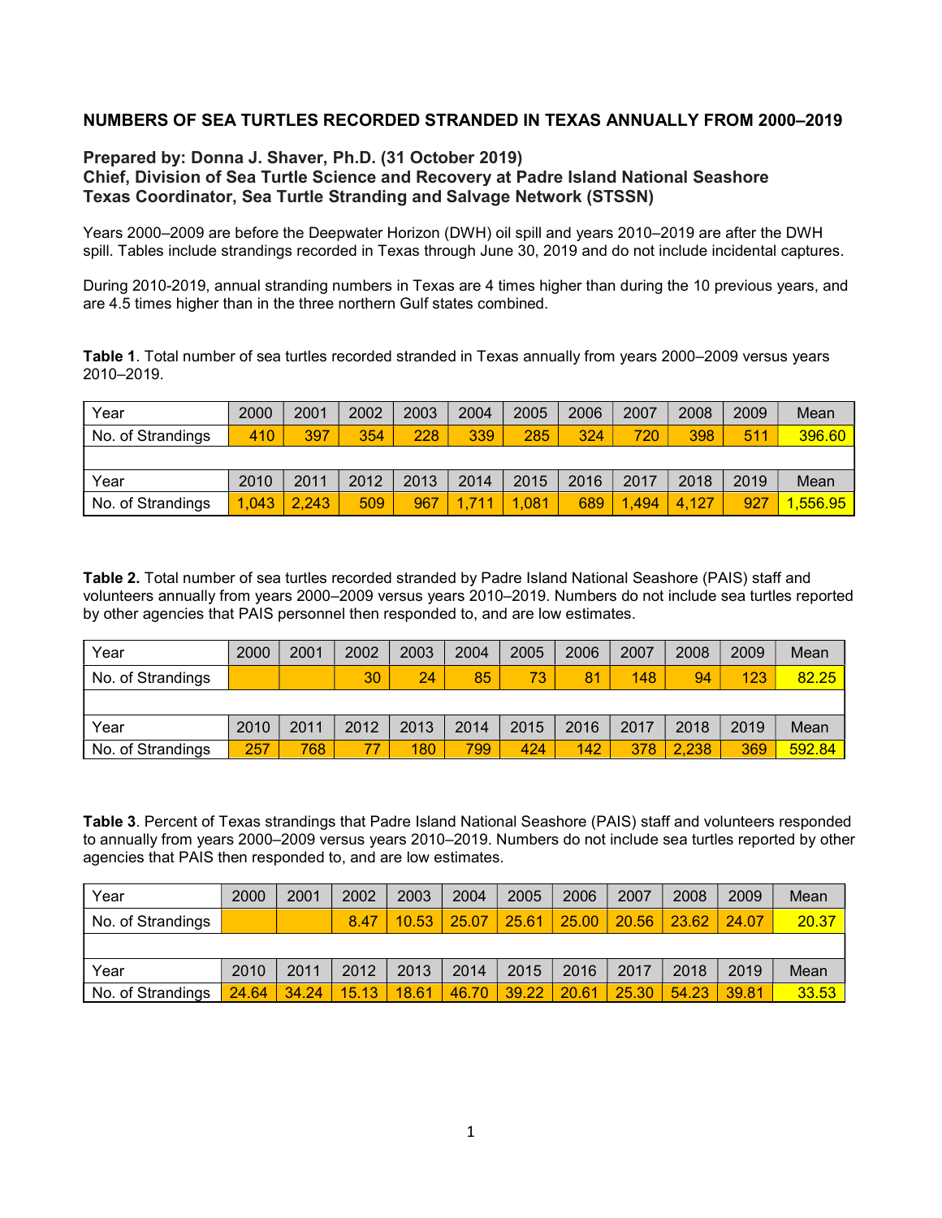# NUMBERS OF SEA TURTLES RECORDED STRANDED IN TEXAS ANNUALLY FROM 2000–2019

**Prepared by: Donna J. Shaver, Ph.D. (31 October 2019)**
**Chief, Division of Sea Turtle Science and Recovery at Padre Island National Seashore**
**Texas Coordinator, Sea Turtle Stranding and Salvage Network (STSSN)**

Years 2000–2009 are before the Deepwater Horizon (DWH) oil spill and years 2010–2019 are after the DWH spill. Tables include strandings recorded in Texas through June 30, 2019 and do not include incidental captures.

During 2010-2019, annual stranding numbers in Texas are 4 times higher than during the 10 previous years, and are 4.5 times higher than in the three northern Gulf states combined.

**Table 1**. Total number of sea turtles recorded stranded in Texas annually from years 2000–2009 versus years 2010–2019.

| Year | 2000 | 2001 | 2002 | 2003 | 2004 | 2005 | 2006 | 2007 | 2008 | 2009 | Mean |
|---|---|---|---|---|---|---|---|---|---|---|---|
| No. of Strandings | 410 | 397 | 354 | 228 | 339 | 285 | 324 | 720 | 398 | 511 | 396.60 |
| | | | | | | | | | | | |
| Year | 2010 | 2011 | 2012 | 2013 | 2014 | 2015 | 2016 | 2017 | 2018 | 2019 | Mean |
| No. of Strandings | 1,043 | 2,243 | 509 | 967 | 1,711 | 1,081 | 689 | 1,494 | 4,127 | 927 | 1,556.95 |

**Table 2.** Total number of sea turtles recorded stranded by Padre Island National Seashore (PAIS) staff and volunteers annually from years 2000–2009 versus years 2010–2019. Numbers do not include sea turtles reported by other agencies that PAIS personnel then responded to, and are low estimates.

| Year | 2000 | 2001 | 2002 | 2003 | 2004 | 2005 | 2006 | 2007 | 2008 | 2009 | Mean |
|---|---|---|---|---|---|---|---|---|---|---|---|
| No. of Strandings | | | 30 | 24 | 85 | 73 | 81 | 148 | 94 | 123 | 82.25 |
| | | | | | | | | | | | |
| Year | 2010 | 2011 | 2012 | 2013 | 2014 | 2015 | 2016 | 2017 | 2018 | 2019 | Mean |
| No. of Strandings | 257 | 768 | 77 | 180 | 799 | 424 | 142 | 378 | 2,238 | 369 | 592.84 |

**Table 3**. Percent of Texas strandings that Padre Island National Seashore (PAIS) staff and volunteers responded to annually from years 2000–2009 versus years 2010–2019. Numbers do not include sea turtles reported by other agencies that PAIS then responded to, and are low estimates.

| Year | 2000 | 2001 | 2002 | 2003 | 2004 | 2005 | 2006 | 2007 | 2008 | 2009 | Mean |
|---|---|---|---|---|---|---|---|---|---|---|---|
| No. of Strandings | | | 8.47 | 10.53 | 25.07 | 25.61 | 25.00 | 20.56 | 23.62 | 24.07 | 20.37 |
| | | | | | | | | | | | |
| Year | 2010 | 2011 | 2012 | 2013 | 2014 | 2015 | 2016 | 2017 | 2018 | 2019 | Mean |
| No. of Strandings | 24.64 | 34.24 | 15.13 | 18.61 | 46.70 | 39.22 | 20.61 | 25.30 | 54.23 | 39.81 | 33.53 |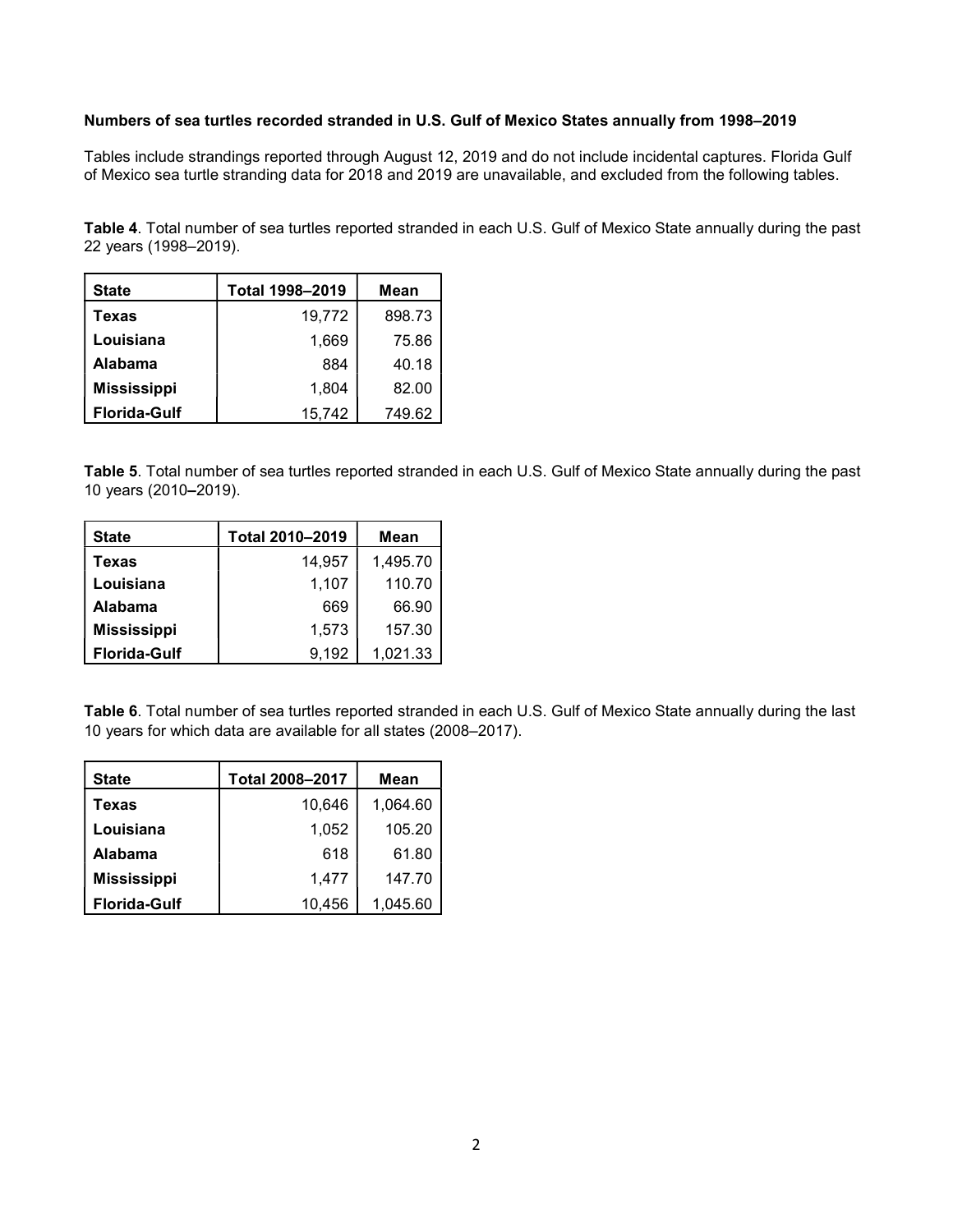**Numbers of sea turtles recorded stranded in U.S. Gulf of Mexico States annually from 1998–2019**

Tables include strandings reported through August 12, 2019 and do not include incidental captures. Florida Gulf of Mexico sea turtle stranding data for 2018 and 2019 are unavailable, and excluded from the following tables.

**Table 4**. Total number of sea turtles reported stranded in each U.S. Gulf of Mexico State annually during the past 22 years (1998–2019).

| State | Total 1998–2019 | Mean |
|---|---|---|
| **Texas** | 19,772 | 898.73 |
| **Louisiana** | 1,669 | 75.86 |
| **Alabama** | 884 | 40.18 |
| **Mississippi** | 1,804 | 82.00 |
| **Florida-Gulf** | 15,742 | 749.62 |

**Table 5**. Total number of sea turtles reported stranded in each U.S. Gulf of Mexico State annually during the past 10 years (2010–2019).

| State | Total 2010–2019 | Mean |
|---|---|---|
| **Texas** | 14,957 | 1,495.70 |
| **Louisiana** | 1,107 | 110.70 |
| **Alabama** | 669 | 66.90 |
| **Mississippi** | 1,573 | 157.30 |
| **Florida-Gulf** | 9,192 | 1,021.33 |

**Table 6**. Total number of sea turtles reported stranded in each U.S. Gulf of Mexico State annually during the last 10 years for which data are available for all states (2008–2017).

| State | Total 2008–2017 | Mean |
|---|---|---|
| **Texas** | 10,646 | 1,064.60 |
| **Louisiana** | 1,052 | 105.20 |
| **Alabama** | 618 | 61.80 |
| **Mississippi** | 1,477 | 147.70 |
| **Florida-Gulf** | 10,456 | 1,045.60 |